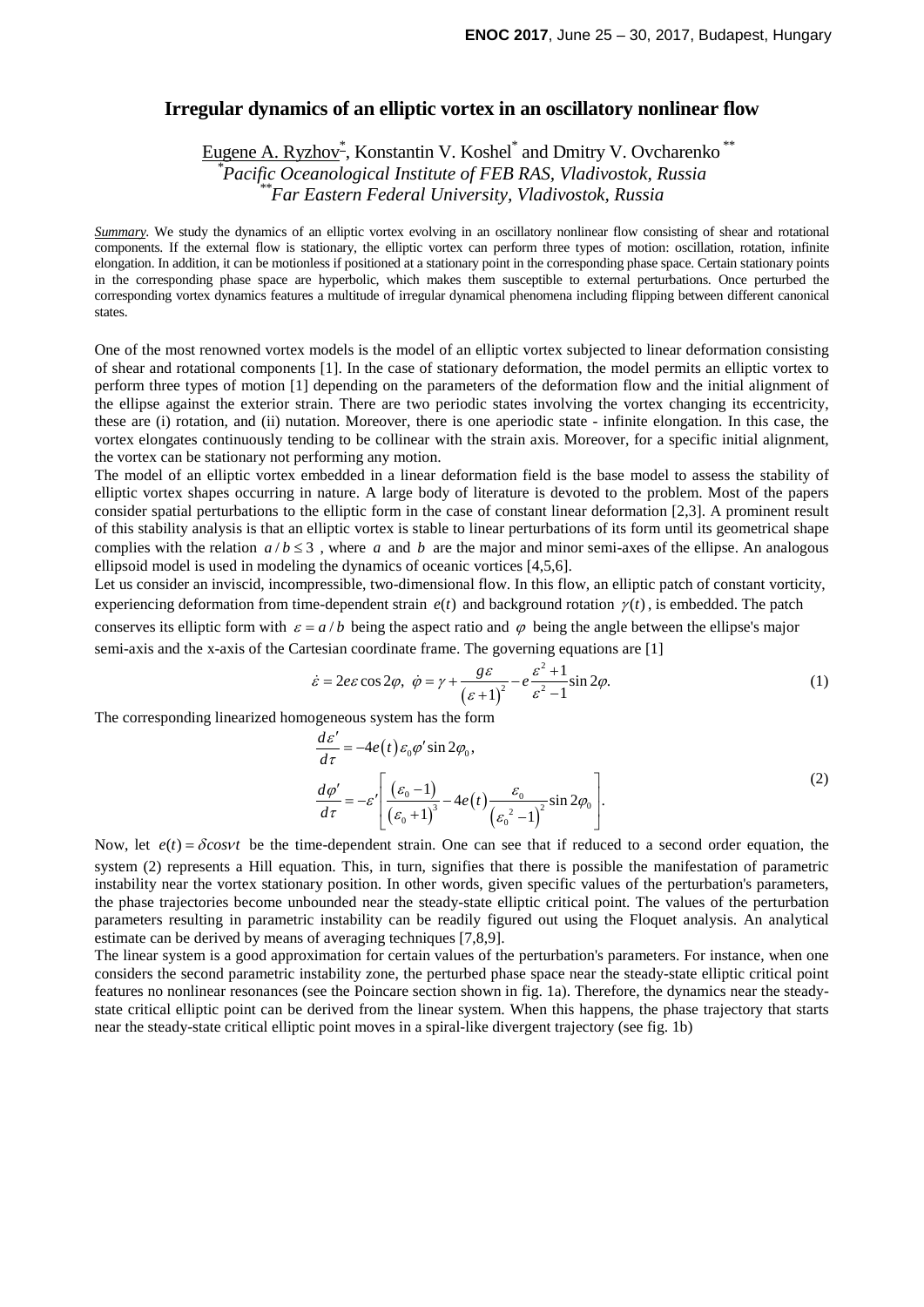# Irregular dynamics of an elliptic vortex in an oscillatory nonlinear flow

Eugene A. Ryzhov[*], Konstantin V. Koshel[*] and Dmitry V. Ovcharenko[**]

[*]*Pacific Oceanological Institute of FEB RAS, Vladivostok, Russia*
[**]*Far Eastern Federal University, Vladivostok, Russia*

***Summary***. We study the dynamics of an elliptic vortex evolving in an oscillatory nonlinear flow consisting of shear and rotational components. If the external flow is stationary, the elliptic vortex can perform three types of motion: oscillation, rotation, infinite elongation. In addition, it can be motionless if positioned at a stationary point in the corresponding phase space. Certain stationary points in the corresponding phase space are hyperbolic, which makes them susceptible to external perturbations. Once perturbed the corresponding vortex dynamics features a multitude of irregular dynamical phenomena including flipping between different canonical states.

One of the most renowned vortex models is the model of an elliptic vortex subjected to linear deformation consisting of shear and rotational components [1]. In the case of stationary deformation, the model permits an elliptic vortex to perform three types of motion [1] depending on the parameters of the deformation flow and the initial alignment of the ellipse against the exterior strain. There are two periodic states involving the vortex changing its eccentricity, these are (i) rotation, and (ii) nutation. Moreover, there is one aperiodic state - infinite elongation. In this case, the vortex elongates continuously tending to be collinear with the strain axis. Moreover, for a specific initial alignment, the vortex can be stationary not performing any motion.

The model of an elliptic vortex embedded in a linear deformation field is the base model to assess the stability of elliptic vortex shapes occurring in nature. A large body of literature is devoted to the problem. Most of the papers consider spatial perturbations to the elliptic form in the case of constant linear deformation [2,3]. A prominent result of this stability analysis is that an elliptic vortex is stable to linear perturbations of its form until its geometrical shape complies with the relation $a/b \le 3$ , where $a$ and $b$ are the major and minor semi-axes of the ellipse. An analogous ellipsoid model is used in modeling the dynamics of oceanic vortices [4,5,6].

Let us consider an inviscid, incompressible, two-dimensional flow. In this flow, an elliptic patch of constant vorticity, experiencing deformation from time-dependent strain $e(t)$ and background rotation $\gamma(t)$, is embedded. The patch conserves its elliptic form with $\varepsilon = a/b$ being the aspect ratio and $\varphi$ being the angle between the ellipse's major semi-axis and the x-axis of the Cartesian coordinate frame. The governing equations are [1]

$$\dot{\varepsilon} = 2e\varepsilon\cos 2\varphi,\ \ \dot{\varphi} = \gamma + \frac{g\varepsilon}{(\varepsilon+1)^2} - e\frac{\varepsilon^2+1}{\varepsilon^2-1}\sin 2\varphi. \tag{1}$$

The corresponding linearized homogeneous system has the form

$$\begin{aligned} \frac{d\varepsilon'}{d\tau} &= -4e(t)\,\varepsilon_0\varphi'\sin 2\varphi_0, \\ \frac{d\varphi'}{d\tau} &= -\varepsilon'\left[\frac{(\varepsilon_0-1)}{(\varepsilon_0+1)^3} - 4e(t)\frac{\varepsilon_0}{(\varepsilon_0{}^2-1)^2}\sin 2\varphi_0\right]. \end{aligned} \tag{2}$$

Now, let $e(t) = \delta cos\nu t$ be the time-dependent strain. One can see that if reduced to a second order equation, the system (2) represents a Hill equation. This, in turn, signifies that there is possible the manifestation of parametric instability near the vortex stationary position. In other words, given specific values of the perturbation's parameters, the phase trajectories become unbounded near the steady-state elliptic critical point. The values of the perturbation parameters resulting in parametric instability can be readily figured out using the Floquet analysis. An analytical estimate can be derived by means of averaging techniques [7,8,9].

The linear system is a good approximation for certain values of the perturbation's parameters. For instance, when one considers the second parametric instability zone, the perturbed phase space near the steady-state elliptic critical point features no nonlinear resonances (see the Poincare section shown in fig. 1a). Therefore, the dynamics near the steady-state critical elliptic point can be derived from the linear system. When this happens, the phase trajectory that starts near the steady-state critical elliptic point moves in a spiral-like divergent trajectory (see fig. 1b)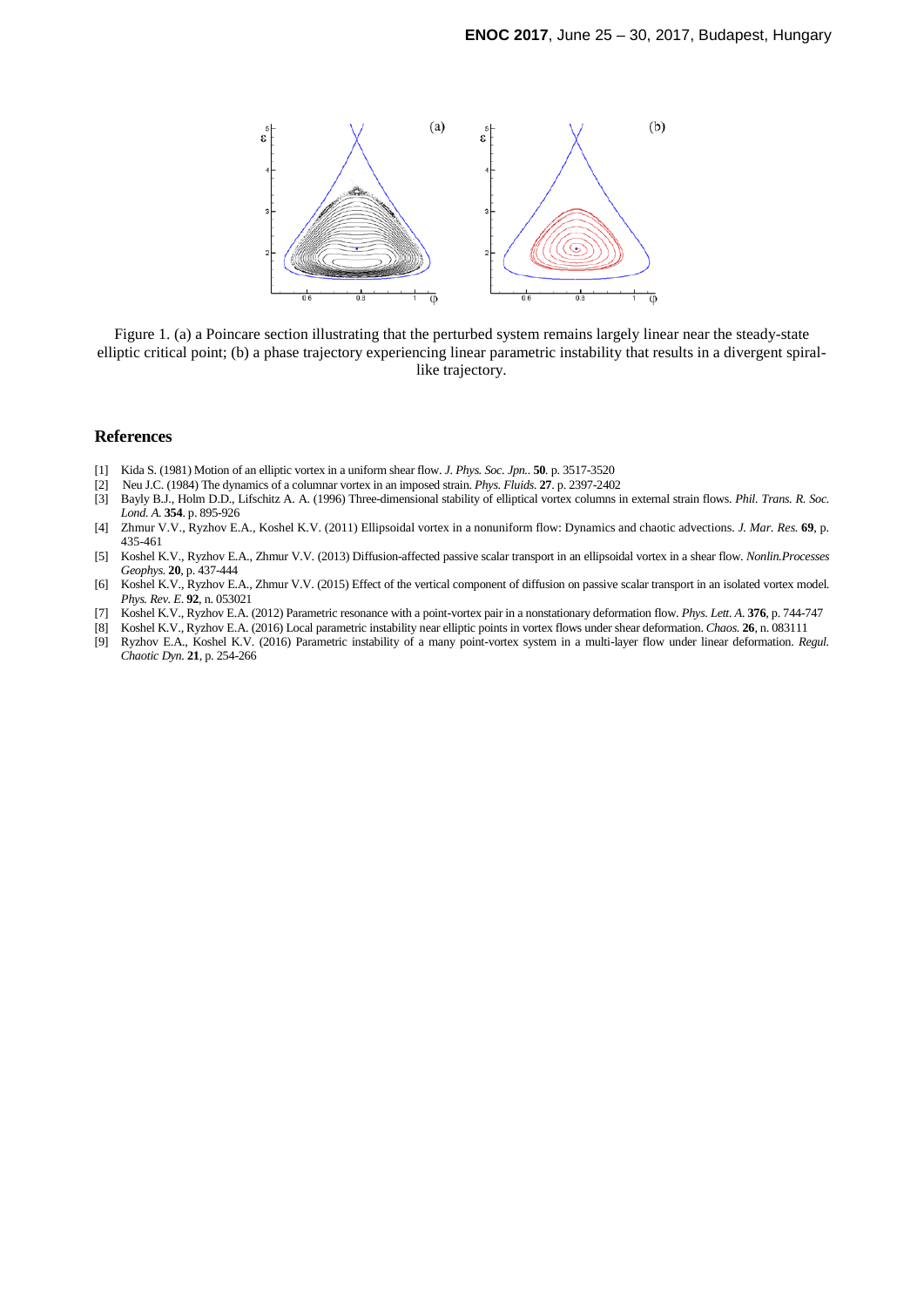(a)

ε

5

4

3

2

0.6

0.8

1

φ

(b)

ε

5

4

3

2

0.6

0.8

1

φ

Figure 1. (a) a Poincare section illustrating that the perturbed system remains largely linear near the steady-state elliptic critical point; (b) a phase trajectory experiencing linear parametric instability that results in a divergent spiral-like trajectory.

## References

[1] Kida S. (1981) Motion of an elliptic vortex in a uniform shear flow. *J. Phys. Soc. Jpn.*. **50**. p. 3517-3520

[2] Neu J.C. (1984) The dynamics of a columnar vortex in an imposed strain. *Phys. Fluids*. **27**. p. 2397-2402

[3] Bayly B.J., Holm D.D., Lifschitz A. A. (1996) Three-dimensional stability of elliptical vortex columns in external strain flows. *Phil. Trans. R. Soc. Lond. A*. **354**. p. 895-926

[4] Zhmur V.V., Ryzhov E.A., Koshel K.V. (2011) Ellipsoidal vortex in a nonuniform flow: Dynamics and chaotic advections. *J. Mar. Res.* **69**, p. 435-461

[5] Koshel K.V., Ryzhov E.A., Zhmur V.V. (2013) Diffusion-affected passive scalar transport in an ellipsoidal vortex in a shear flow. *Nonlin.Processes Geophys.* **20**, p. 437-444

[6] Koshel K.V., Ryzhov E.A., Zhmur V.V. (2015) Effect of the vertical component of diffusion on passive scalar transport in an isolated vortex model. *Phys. Rev. E*. **92**, n. 053021

[7] Koshel K.V., Ryzhov E.A. (2012) Parametric resonance with a point-vortex pair in a nonstationary deformation flow. *Phys. Lett. A*. **376**, p. 744-747

[8] Koshel K.V., Ryzhov E.A. (2016) Local parametric instability near elliptic points in vortex flows under shear deformation. *Chaos*. **26**, n. 083111

[9] Ryzhov E.A., Koshel K.V. (2016) Parametric instability of a many point-vortex system in a multi-layer flow under linear deformation. *Regul. Chaotic Dyn.* **21**, p. 254-266